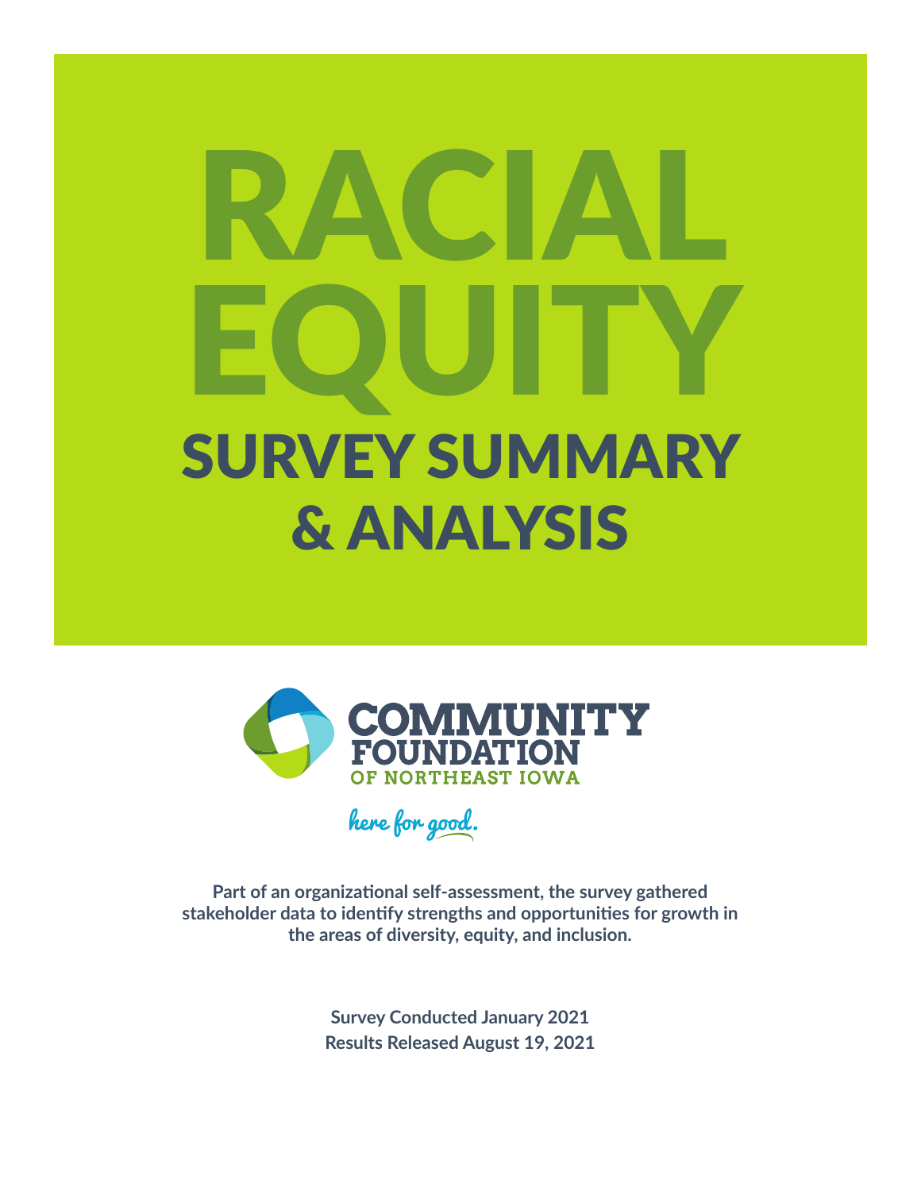# RACIAL EQUITY

## SURVEY SUMMARY & ANALYSIS

COMMUNITY FOUNDATION OF NORTHEAST IOWA

here for good.

**Part of an organizational self-assessment, the survey gathered stakeholder data to identify strengths and opportunities for growth in the areas of diversity, equity, and inclusion.**

**Survey Conducted January 2021**
**Results Released August 19, 2021**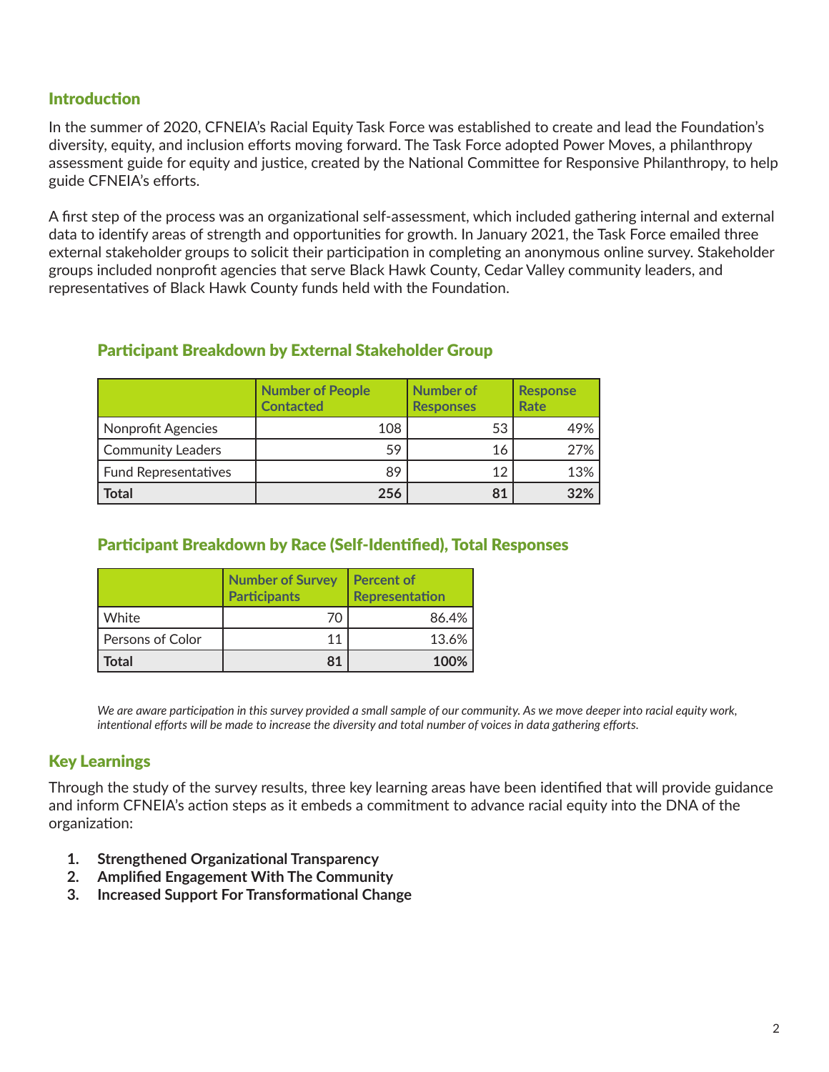## Introduction

In the summer of 2020, CFNEIA's Racial Equity Task Force was established to create and lead the Foundation's diversity, equity, and inclusion efforts moving forward. The Task Force adopted Power Moves, a philanthropy assessment guide for equity and justice, created by the National Committee for Responsive Philanthropy, to help guide CFNEIA's efforts.

A first step of the process was an organizational self-assessment, which included gathering internal and external data to identify areas of strength and opportunities for growth. In January 2021, the Task Force emailed three external stakeholder groups to solicit their participation in completing an anonymous online survey. Stakeholder groups included nonprofit agencies that serve Black Hawk County, Cedar Valley community leaders, and representatives of Black Hawk County funds held with the Foundation.

### Participant Breakdown by External Stakeholder Group

| | Number of People Contacted | Number of Responses | Response Rate |
|---|---|---|---|
| Nonprofit Agencies | 108 | 53 | 49% |
| Community Leaders | 59 | 16 | 27% |
| Fund Representatives | 89 | 12 | 13% |
| **Total** | **256** | **81** | **32%** |

### Participant Breakdown by Race (Self-Identified), Total Responses

| | Number of Survey Participants | Percent of Representation |
|---|---|---|
| White | 70 | 86.4% |
| Persons of Color | 11 | 13.6% |
| **Total** | **81** | **100%** |

*We are aware participation in this survey provided a small sample of our community. As we move deeper into racial equity work, intentional efforts will be made to increase the diversity and total number of voices in data gathering efforts.*

## Key Learnings

Through the study of the survey results, three key learning areas have been identified that will provide guidance and inform CFNEIA's action steps as it embeds a commitment to advance racial equity into the DNA of the organization:

1. **Strengthened Organizational Transparency**
2. **Amplified Engagement With The Community**
3. **Increased Support For Transformational Change**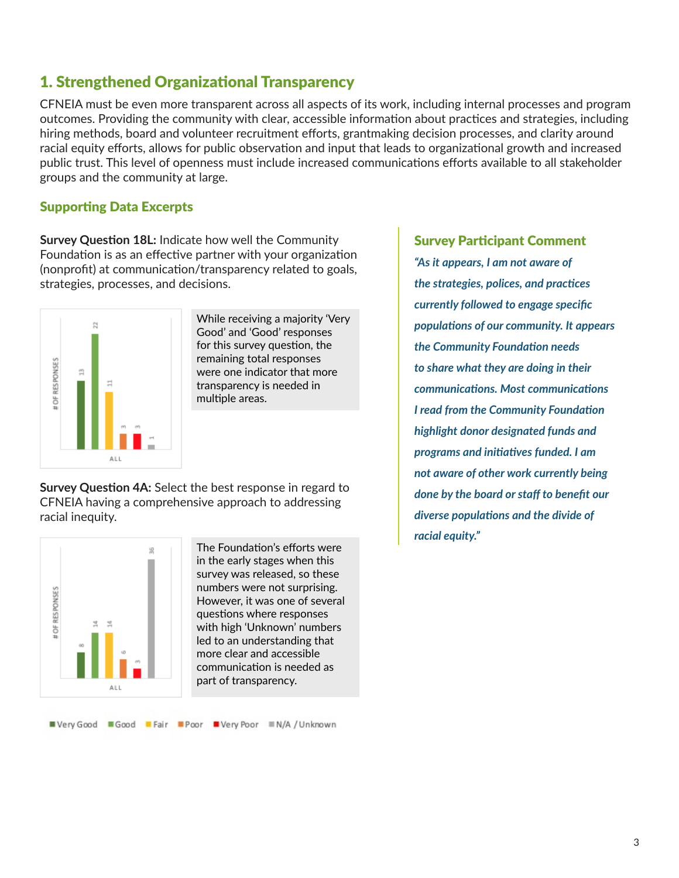## 1. Strengthened Organizational Transparency

CFNEIA must be even more transparent across all aspects of its work, including internal processes and program outcomes. Providing the community with clear, accessible information about practices and strategies, including hiring methods, board and volunteer recruitment efforts, grantmaking decision processes, and clarity around racial equity efforts, allows for public observation and input that leads to organizational growth and increased public trust. This level of openness must include increased communications efforts available to all stakeholder groups and the community at large.

### Supporting Data Excerpts

**Survey Question 18L:** Indicate how well the Community Foundation is as an effective partner with your organization (nonprofit) at communication/transparency related to goals, strategies, processes, and decisions.

| | Very Good | Good | Fair | Poor | Very Poor | N/A / Unknown |
|---|---|---|---|---|---|---|
| ALL (# of responses) | 13 | 22 | 11 | 3 | 3 | 1 |

While receiving a majority 'Very Good' and 'Good' responses for this survey question, the remaining total responses were one indicator that more transparency is needed in multiple areas.

**Survey Question 4A:** Select the best response in regard to CFNEIA having a comprehensive approach to addressing racial inequity.

| | Very Good | Good | Fair | Poor | Very Poor | N/A / Unknown |
|---|---|---|---|---|---|---|
| ALL (# of responses) | 8 | 14 | 14 | 6 | 3 | 36 |

The Foundation's efforts were in the early stages when this survey was released, so these numbers were not surprising. However, it was one of several questions where responses with high 'Unknown' numbers led to an understanding that more clear and accessible communication is needed as part of transparency.

### Survey Participant Comment

*"As it appears, I am not aware of the strategies, polices, and practices currently followed to engage specific populations of our community. It appears the Community Foundation needs to share what they are doing in their communications. Most communications I read from the Community Foundation highlight donor designated funds and programs and initiatives funded. I am not aware of other work currently being done by the board or staff to benefit our diverse populations and the divide of racial equity."*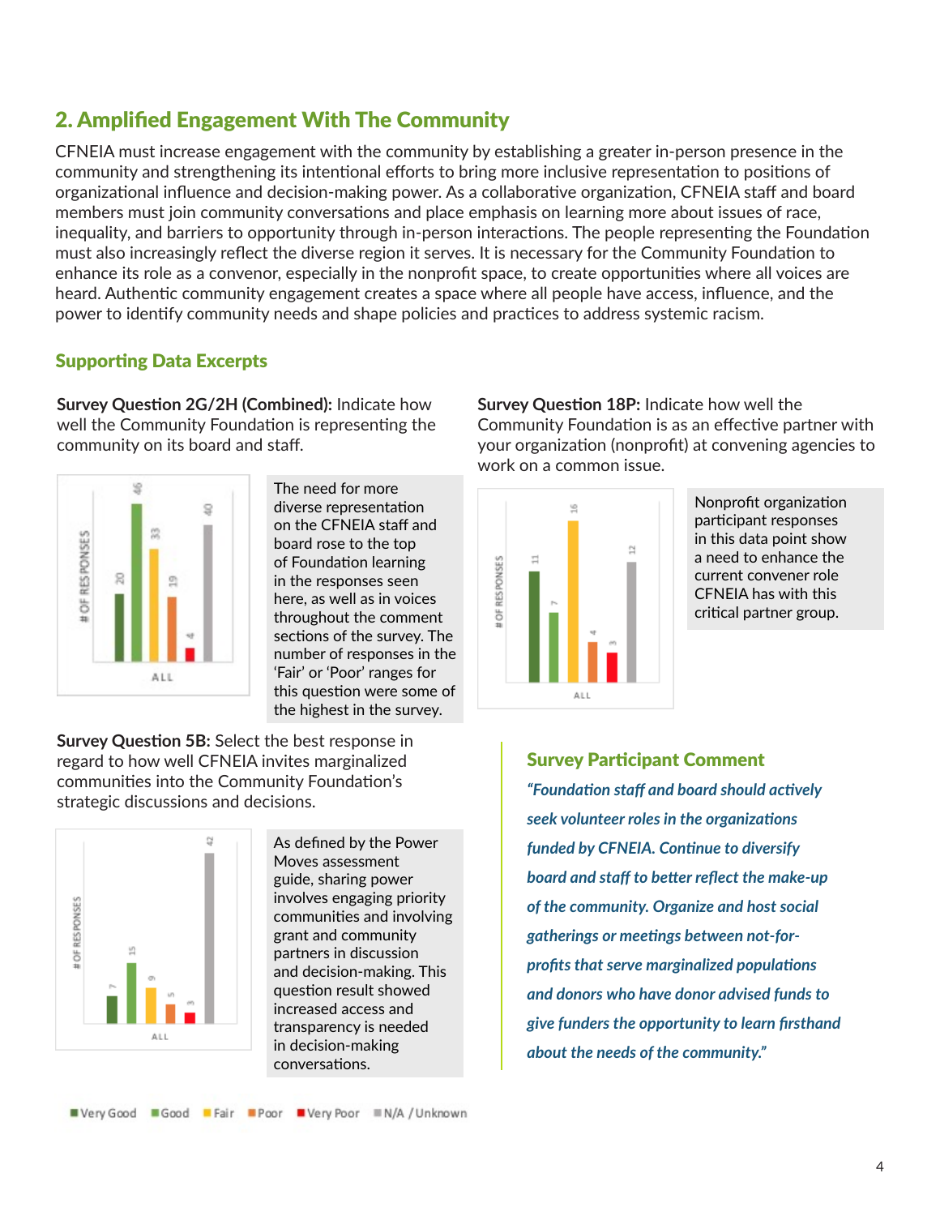## 2. Amplified Engagement With The Community

CFNEIA must increase engagement with the community by establishing a greater in-person presence in the community and strengthening its intentional efforts to bring more inclusive representation to positions of organizational influence and decision-making power. As a collaborative organization, CFNEIA staff and board members must join community conversations and place emphasis on learning more about issues of race, inequality, and barriers to opportunity through in-person interactions. The people representing the Foundation must also increasingly reflect the diverse region it serves. It is necessary for the Community Foundation to enhance its role as a convenor, especially in the nonprofit space, to create opportunities where all voices are heard. Authentic community engagement creates a space where all people have access, influence, and the power to identify community needs and shape policies and practices to address systemic racism.

### Supporting Data Excerpts

**Survey Question 2G/2H (Combined):** Indicate how well the Community Foundation is representing the community on its board and staff.

| ALL | # of Responses |
| --- | --- |
| Very Good | 20 |
| Good | 46 |
| Fair | 33 |
| Poor | 19 |
| Very Poor | 4 |
| N/A / Unknown | 40 |

The need for more diverse representation on the CFNEIA staff and board rose to the top of Foundation learning in the responses seen here, as well as in voices throughout the comment sections of the survey. The number of responses in the 'Fair' or 'Poor' ranges for this question were some of the highest in the survey.

**Survey Question 5B:** Select the best response in regard to how well CFNEIA invites marginalized communities into the Community Foundation's strategic discussions and decisions.

| ALL | # of Responses |
| --- | --- |
| Very Good | 7 |
| Good | 15 |
| Fair | 9 |
| Poor | 5 |
| Very Poor | 3 |
| N/A / Unknown | 42 |

As defined by the Power Moves assessment guide, sharing power involves engaging priority communities and involving grant and community partners in discussion and decision-making. This question result showed increased access and transparency is needed in decision-making conversations.

**Survey Question 18P:** Indicate how well the Community Foundation is as an effective partner with your organization (nonprofit) at convening agencies to work on a common issue.

| ALL | # of Responses |
| --- | --- |
| Very Good | 11 |
| Good | 7 |
| Fair | 16 |
| Poor | 4 |
| Very Poor | 3 |
| N/A / Unknown | 12 |

Nonprofit organization participant responses in this data point show a need to enhance the current convener role CFNEIA has with this critical partner group.

### Survey Participant Comment

*"Foundation staff and board should actively seek volunteer roles in the organizations funded by CFNEIA. Continue to diversify board and staff to better reflect the make-up of the community. Organize and host social gatherings or meetings between not-for-profits that serve marginalized populations and donors who have donor advised funds to give funders the opportunity to learn firsthand about the needs of the community."*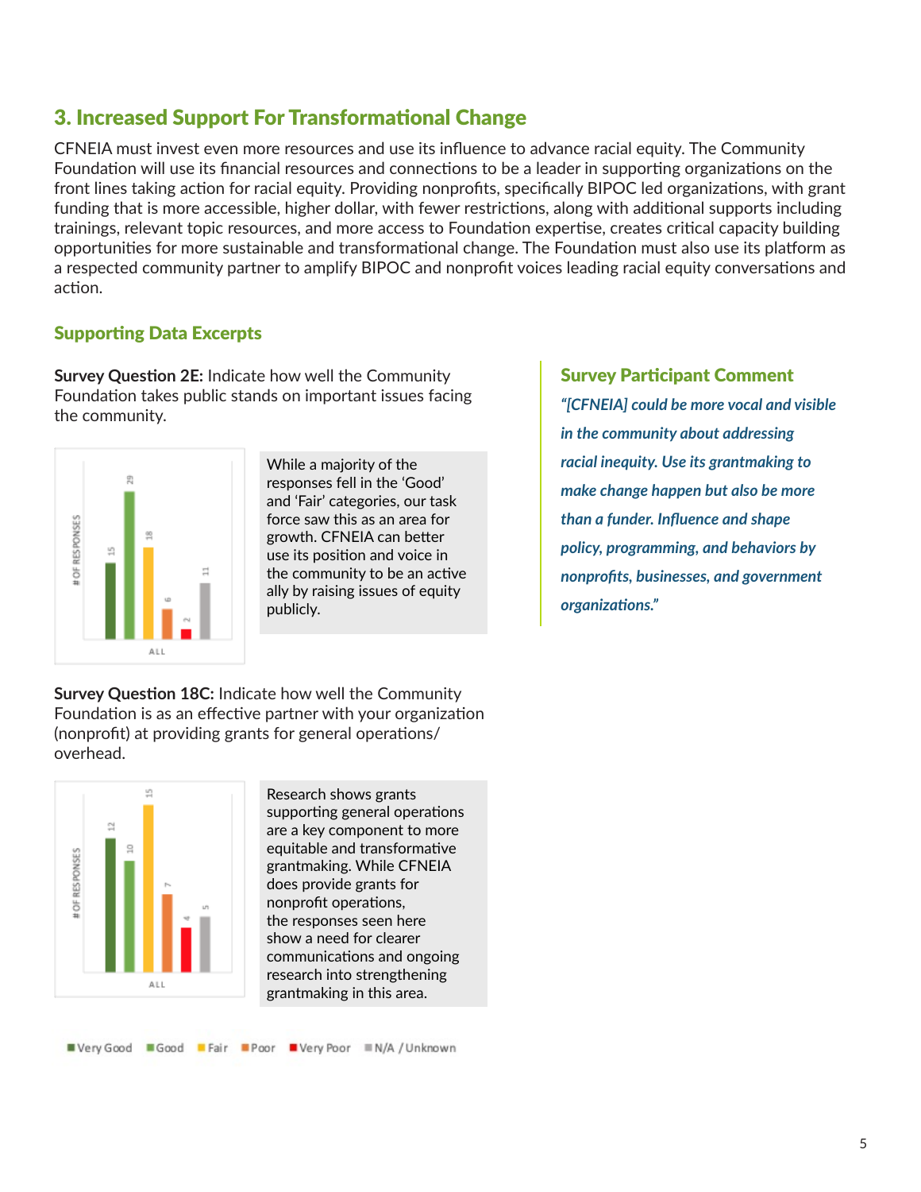## 3. Increased Support For Transformational Change

CFNEIA must invest even more resources and use its influence to advance racial equity. The Community Foundation will use its financial resources and connections to be a leader in supporting organizations on the front lines taking action for racial equity. Providing nonprofits, specifically BIPOC led organizations, with grant funding that is more accessible, higher dollar, with fewer restrictions, along with additional supports including trainings, relevant topic resources, and more access to Foundation expertise, creates critical capacity building opportunities for more sustainable and transformational change. The Foundation must also use its platform as a respected community partner to amplify BIPOC and nonprofit voices leading racial equity conversations and action.

### Supporting Data Excerpts

**Survey Question 2E:** Indicate how well the Community Foundation takes public stands on important issues facing the community.

| | Very Good | Good | Fair | Poor | Very Poor | N/A / Unknown |
|---|---|---|---|---|---|---|
| ALL (# of responses) | 15 | 29 | 18 | 6 | 2 | 11 |

While a majority of the responses fell in the 'Good' and 'Fair' categories, our task force saw this as an area for growth. CFNEIA can better use its position and voice in the community to be an active ally by raising issues of equity publicly.

**Survey Question 18C:** Indicate how well the Community Foundation is as an effective partner with your organization (nonprofit) at providing grants for general operations/ overhead.

| | Very Good | Good | Fair | Poor | Very Poor | N/A / Unknown |
|---|---|---|---|---|---|---|
| ALL (# of responses) | 12 | 10 | 15 | 7 | 4 | 5 |

Research shows grants supporting general operations are a key component to more equitable and transformative grantmaking. While CFNEIA does provide grants for nonprofit operations, the responses seen here show a need for clearer communications and ongoing research into strengthening grantmaking in this area.

### Survey Participant Comment

*"[CFNEIA] could be more vocal and visible in the community about addressing racial inequity. Use its grantmaking to make change happen but also be more than a funder. Influence and shape policy, programming, and behaviors by nonprofits, businesses, and government organizations."*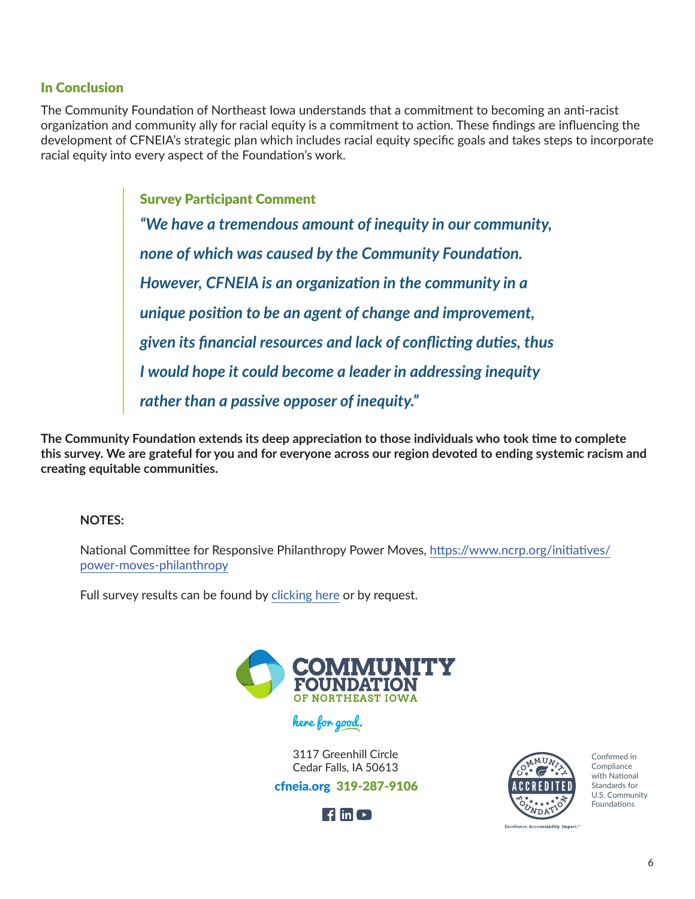## In Conclusion

The Community Foundation of Northeast Iowa understands that a commitment to becoming an anti-racist organization and community ally for racial equity is a commitment to action. These findings are influencing the development of CFNEIA's strategic plan which includes racial equity specific goals and takes steps to incorporate racial equity into every aspect of the Foundation's work.

> **Survey Participant Comment**
>
> ***"We have a tremendous amount of inequity in our community, none of which was caused by the Community Foundation. However, CFNEIA is an organization in the community in a unique position to be an agent of change and improvement, given its financial resources and lack of conflicting duties, thus I would hope it could become a leader in addressing inequity rather than a passive opposer of inequity."***

**The Community Foundation extends its deep appreciation to those individuals who took time to complete this survey. We are grateful for you and for everyone across our region devoted to ending systemic racism and creating equitable communities.**

**NOTES:**

National Committee for Responsive Philanthropy Power Moves, https://www.ncrp.org/initiatives/power-moves-philanthropy

Full survey results can be found by clicking here or by request.

COMMUNITY FOUNDATION OF NORTHEAST IOWA

here for good.

3117 Greenhill Circle
Cedar Falls, IA 50613

cfneia.org 319-287-9106

COMMUNITY FOUNDATION ACCREDITED

Excellence. Accountability. Impact.

Confirmed in Compliance with National Standards for U.S. Community Foundations